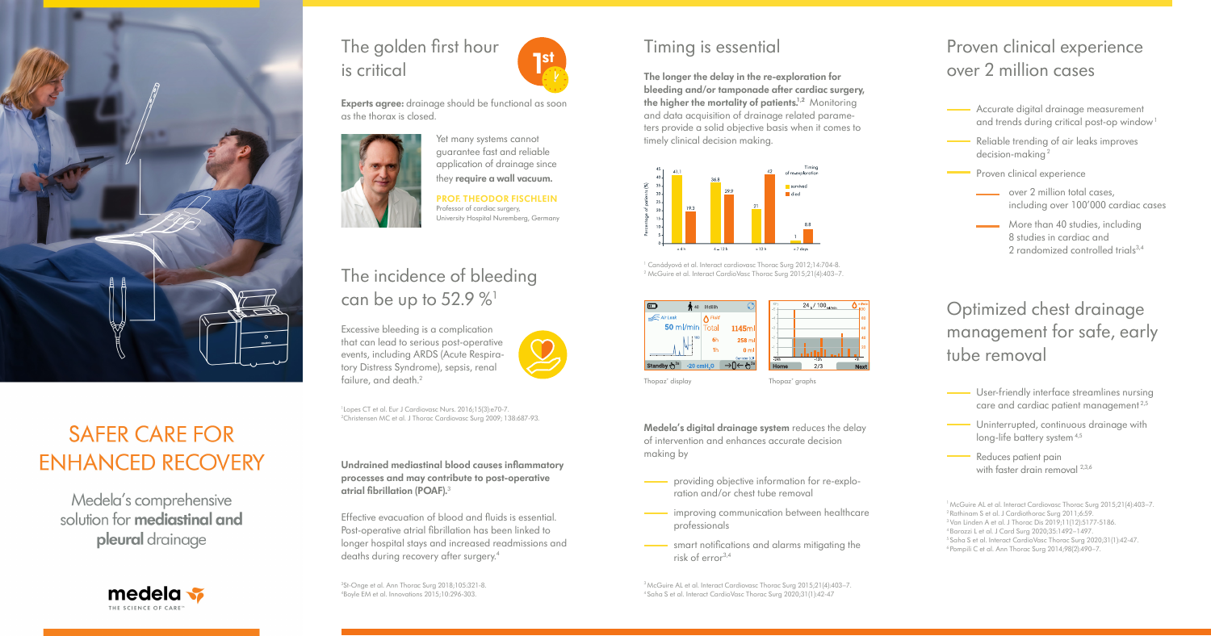# SAFER CARE FOR ENHANCED RECOVERY

Medela's comprehensive solution for **mediastinal and pleural** drainage

medela
THE SCIENCE OF CARE™

## The golden first hour is critical

**Experts agree:** drainage should be functional as soon as the thorax is closed.

Yet many systems cannot guarantee fast and reliable application of drainage since they **require a wall vacuum.**

**PROF. THEODOR FISCHLEIN**
Professor of cardiac surgery, University Hospital Nuremberg, Germany

## The incidence of bleeding can be up to 52.9 %[1]

Excessive bleeding is a complication that can lead to serious post-operative events, including ARDS (Acute Respiratory Distress Syndrome), sepsis, renal failure, and death.[2]

[1]Lopes CT et al. Eur J Cardiovasc Nurs. 2016;15(3):e70-7.
[2]Christensen MC et al. J Thorac Cardiovasc Surg 2009; 138:687-93.

**Undrained mediastinal blood causes inflammatory processes and may contribute to post-operative atrial fibrillation (POAF).**[3]

Effective evacuation of blood and fluids is essential. Post-operative atrial fibrillation has been linked to longer hospital stays and increased readmissions and deaths during recovery after surgery.[4]

[3]St-Onge et al. Ann Thorac Surg 2018;105:321-8.
[4]Boyle EM et al. Innovations 2015;10:296-303.

## Timing is essential

**The longer the delay in the re-exploration for bleeding and/or tamponade after cardiac surgery, the higher the mortality of patients.**[1,2] Monitoring and data acquisition of drainage related parameters provide a solid objective basis when it comes to timely clinical decision making.

| Timing of re-exploration | survived (%) | died (%) |
|---|---|---|
| < 6 h | 41.1 | 19.3 |
| 6 – 12 h | 36.8 | 29.9 |
| > 12 h | 21 | 42 |
| > 7 days | 1 | 8.8 |

[1] Canádyová et al. Interact cardiovasc Thorac Surg 2012;14:704-8.
[2] McGuire et al. Interact CardioVasc Thorac Surg 2015;21(4):403–7.

Thopaz+ display

Thopaz+ graphs

**Medela's digital drainage system** reduces the delay of intervention and enhances accurate decision making by

- providing objective information for re-exploration and/or chest tube removal
- improving communication between healthcare professionals
- smart notifications and alarms mitigating the risk of error[3,4]

[3]McGuire AL et al. Interact Cardiovasc Thorac Surg 2015;21(4):403–7.
[4]Saha S et al. Interact CardioVasc Thorac Surg 2020;31(1):42-47

## Proven clinical experience over 2 million cases

- Accurate digital drainage measurement and trends during critical post-op window[1]
- Reliable trending of air leaks improves decision-making[2]
- Proven clinical experience
  - over 2 million total cases, including over 100'000 cardiac cases
  - More than 40 studies, including 8 studies in cardiac and 2 randomized controlled trials[3,4]

## Optimized chest drainage management for safe, early tube removal

- User-friendly interface streamlines nursing care and cardiac patient management[2,5]
- Uninterrupted, continuous drainage with long-life battery system[4,5]
- Reduces patient pain with faster drain removal[2,3,6]

[1] McGuire AL et al. Interact Cardiovasc Thorac Surg 2015;21(4):403–7.
[2] Rathinam S et al. J Cardiothorac Surg 2011;6:59.
[3] Van Linden A et al. J Thorac Dis 2019;11(12):5177-5186.
[4] Barozzi L et al. J Card Surg 2020;35:1492–1497.
[5] Saha S et al. Interact CardioVasc Thorac Surg 2020;31(1):42-47.
[6] Pompili C et al. Ann Thorac Surg 2014;98(2):490–7.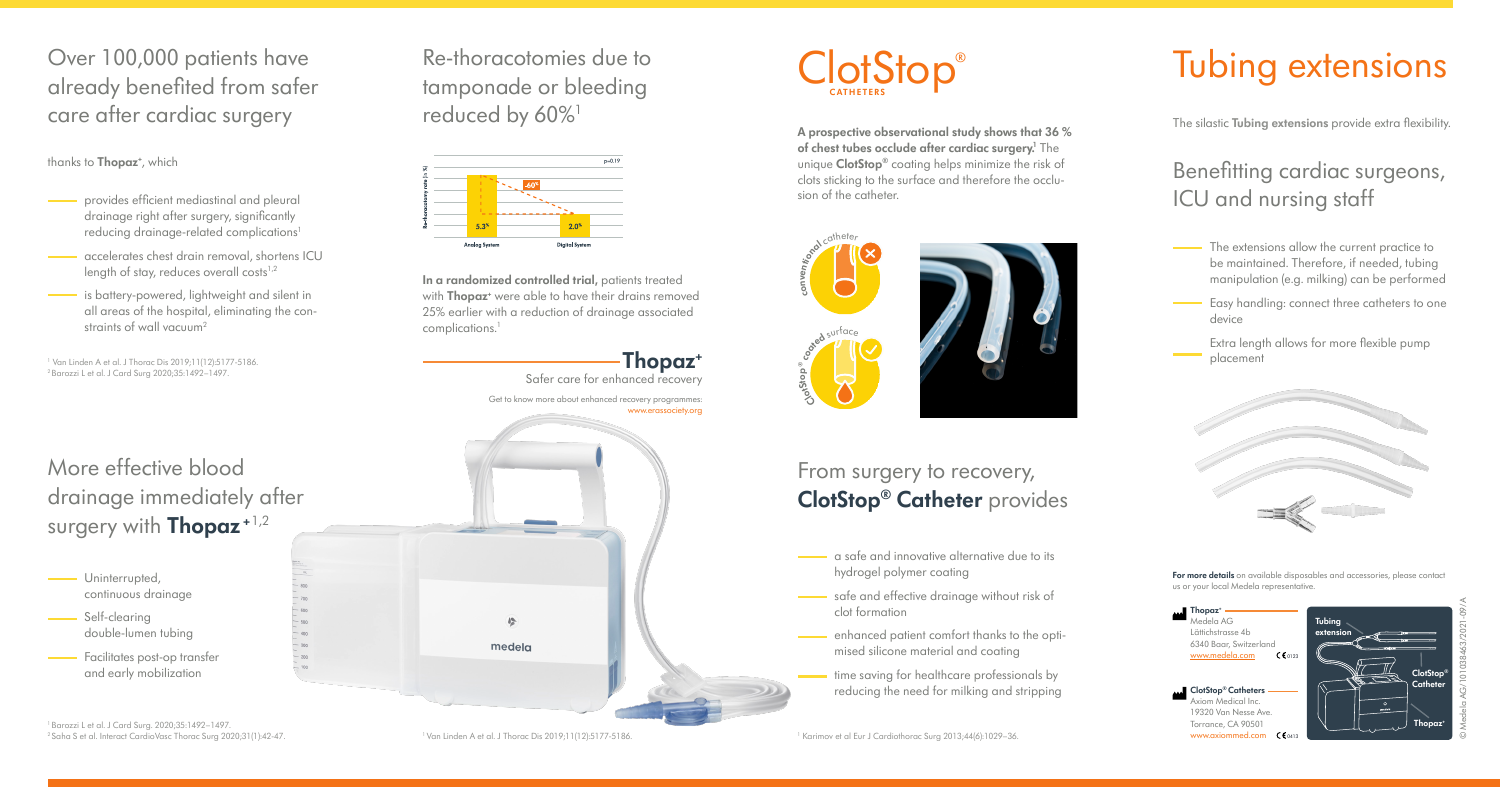## Over 100,000 patients have already benefited from safer care after cardiac surgery

thanks to **Thopaz**+, which

- provides efficient mediastinal and pleural drainage right after surgery, significantly reducing drainage-related complications[1]
- accelerates chest drain removal, shortens ICU length of stay, reduces overall costs[1,2]
- is battery-powered, lightweight and silent in all areas of the hospital, eliminating the constraints of wall vacuum[2]

[1] Van Linden A et al. J Thorac Dis 2019;11(12):5177-5186.
[2] Barozzi L et al. J Card Surg 2020;35:1492–1497.

## More effective blood drainage immediately after surgery with **Thopaz**+[1,2]

- Uninterrupted, continuous drainage
- Self-clearing double-lumen tubing
- Facilitates post-op transfer and early mobilization

[1] Barozzi L et al. J Card Surg. 2020;35:1492–1497.
[2] Saha S et al. Interact CardioVasc Thorac Surg 2020;31(1):42-47.

## Re-thoracotomies due to tamponade or bleeding reduced by 60%[1]

Re-thoracotomy rate (in %)
p=0.19
-60%
5.3%
2.0%
Analog System
Digital System

**In a randomized controlled trial,** patients treated with **Thopaz**+ were able to have their drains removed 25% earlier with a reduction of drainage associated complications.[1]

**Thopaz**+
Safer care for enhanced recovery

Get to know more about enhanced recovery programmes: www.erassociety.org

[1] Van Linden A et al. J Thorac Dis 2019;11(12):5177-5186.

# ClotStop® CATHETERS

**A prospective observational study shows that 36 % of chest tubes occlude after cardiac surgery.**[1] The unique **ClotStop**® coating helps minimize the risk of clots sticking to the surface and therefore the occlusion of the catheter.

conventional catheter
ClotStop® coated surface

## From surgery to recovery, **ClotStop® Catheter** provides

- a safe and innovative alternative due to its hydrogel polymer coating
- safe and effective drainage without risk of clot formation
- enhanced patient comfort thanks to the optimised silicone material and coating
- time saving for healthcare professionals by reducing the need for milking and stripping

[1] Karimov et al Eur J Cardiothorac Surg 2013;44(6):1029–36.

# Tubing extensions

The silastic **Tubing extensions** provide extra flexibility.

## Benefitting cardiac surgeons, ICU and nursing staff

- The extensions allow the current practice to be maintained. Therefore, if needed, tubing manipulation (e.g. milking) can be performed
- Easy handling: connect three catheters to one device
- Extra length allows for more flexible pump placement

**For more details** on available disposables and accessories, please contact us or your local Medela representative.

**Thopaz**+
Medela AG
Lättichstrasse 4b
6340 Baar, Switzerland
www.medela.com
CE 0123

**ClotStop® Catheters**
Axiom Medical Inc.
19320 Van Ness Ave.
Torrance, CA 90501
www.axiommed.com
CE 0413

Tubing extension
ClotStop® Catheter
Thopaz+

© Medela AG/101038463/2021-09/A